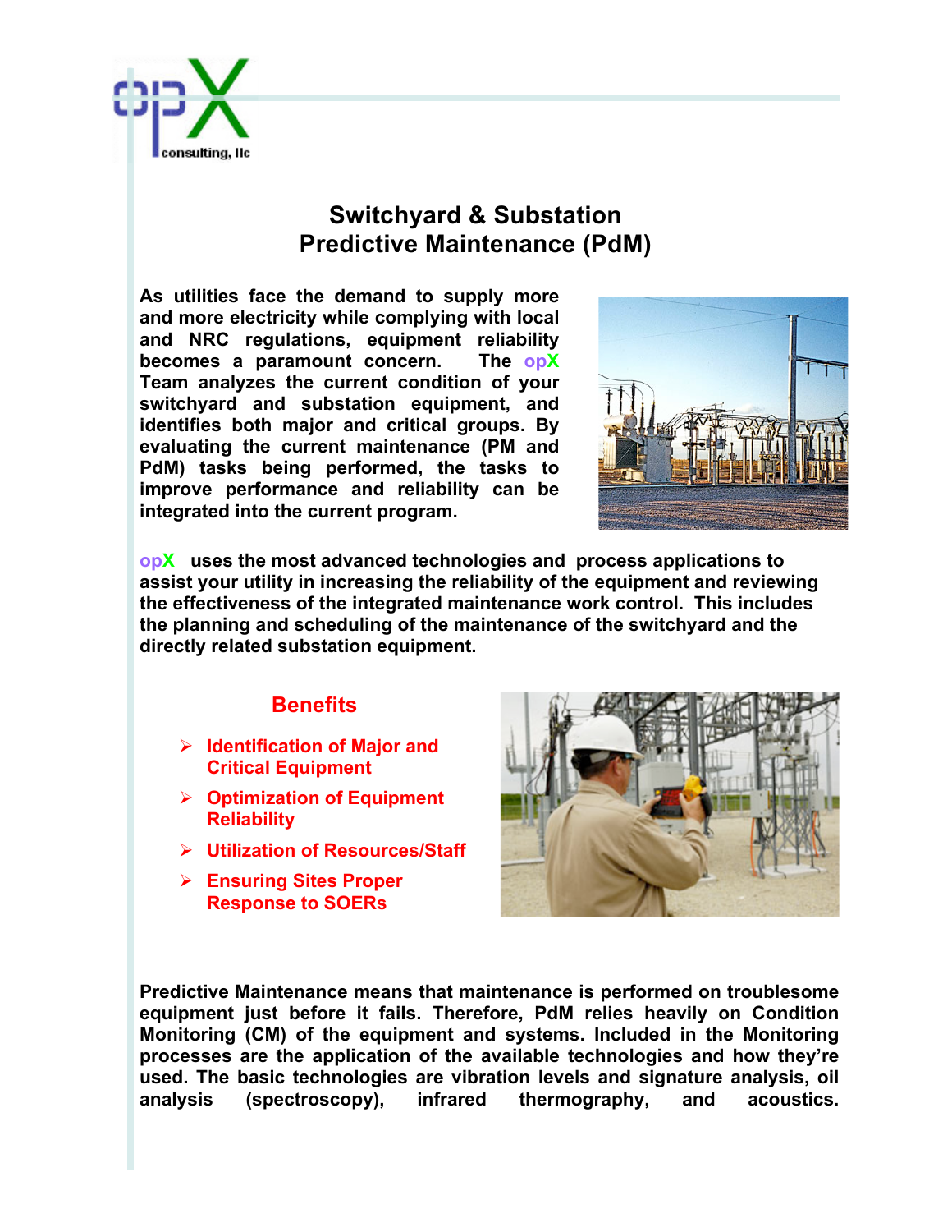opX consulting, llc

# Switchyard & Substation Predictive Maintenance (PdM)

**As utilities face the demand to supply more and more electricity while complying with local and NRC regulations, equipment reliability becomes a paramount concern. The opX Team analyzes the current condition of your switchyard and substation equipment, and identifies both major and critical groups. By evaluating the current maintenance (PM and PdM) tasks being performed, the tasks to improve performance and reliability can be integrated into the current program.**

**opX uses the most advanced technologies and process applications to assist your utility in increasing the reliability of the equipment and reviewing the effectiveness of the integrated maintenance work control. This includes the planning and scheduling of the maintenance of the switchyard and the directly related substation equipment.**

## Benefits

- **Identification of Major and Critical Equipment**
- **Optimization of Equipment Reliability**
- **Utilization of Resources/Staff**
- **Ensuring Sites Proper Response to SOERs**

**Predictive Maintenance means that maintenance is performed on troublesome equipment just before it fails. Therefore, PdM relies heavily on Condition Monitoring (CM) of the equipment and systems. Included in the Monitoring processes are the application of the available technologies and how they're used. The basic technologies are vibration levels and signature analysis, oil analysis (spectroscopy), infrared thermography, and acoustics.**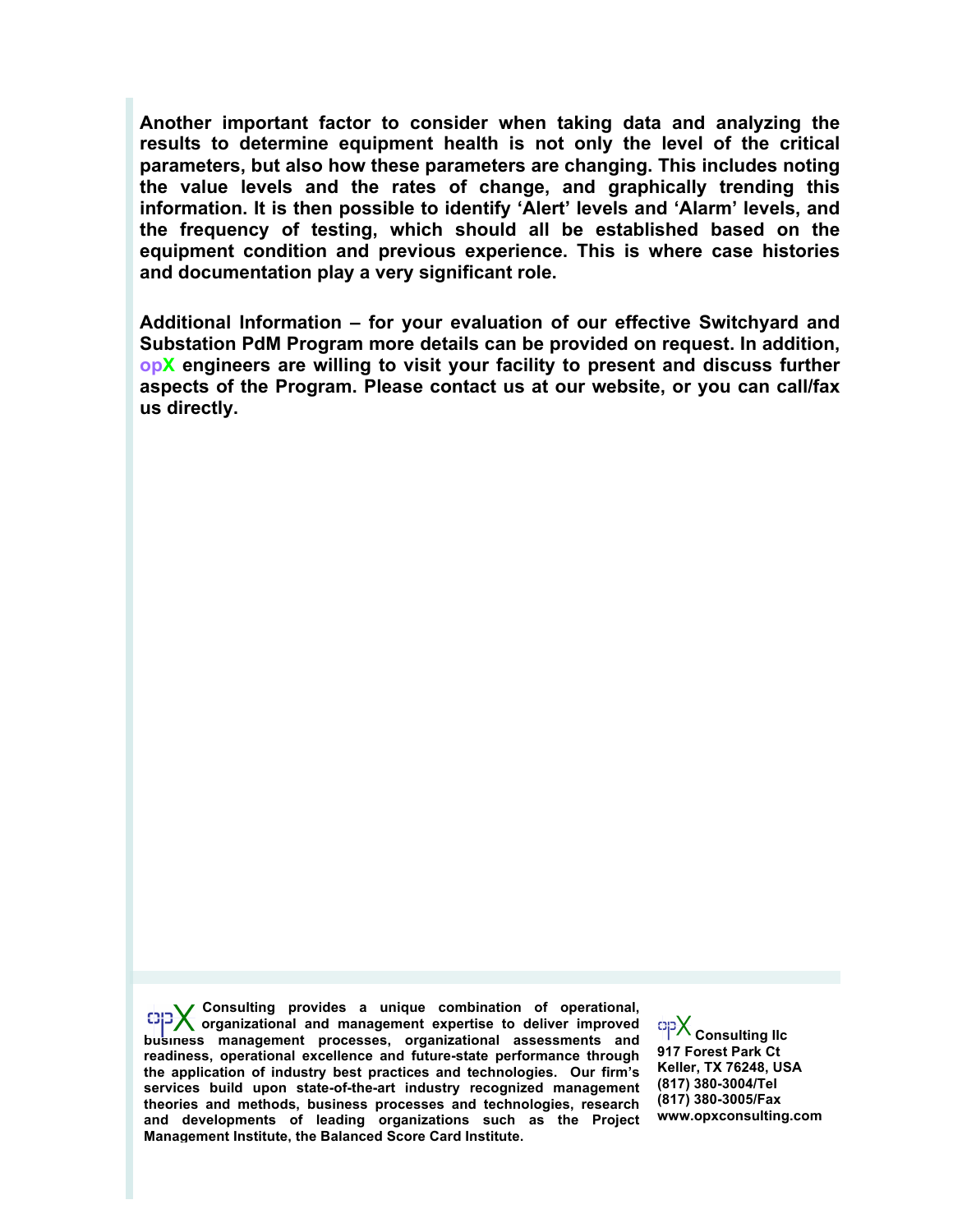**Another important factor to consider when taking data and analyzing the results to determine equipment health is not only the level of the critical parameters, but also how these parameters are changing. This includes noting the value levels and the rates of change, and graphically trending this information. It is then possible to identify 'Alert' levels and 'Alarm' levels, and the frequency of testing, which should all be established based on the equipment condition and previous experience. This is where case histories and documentation play a very significant role.**

**Additional Information – for your evaluation of our effective Switchyard and Substation PdM Program more details can be provided on request. In addition, opX engineers are willing to visit your facility to present and discuss further aspects of the Program. Please contact us at our website, or you can call/fax us directly.**

**opX Consulting provides a unique combination of operational, organizational and management expertise to deliver improved business management processes, organizational assessments and readiness, operational excellence and future-state performance through the application of industry best practices and technologies. Our firm's services build upon state-of-the-art industry recognized management theories and methods, business processes and technologies, research and developments of leading organizations such as the Project Management Institute, the Balanced Score Card Institute.**

**opX Consulting llc**
**917 Forest Park Ct**
**Keller, TX 76248, USA**
**(817) 380-3004/Tel**
**(817) 380-3005/Fax**
**www.opxconsulting.com**